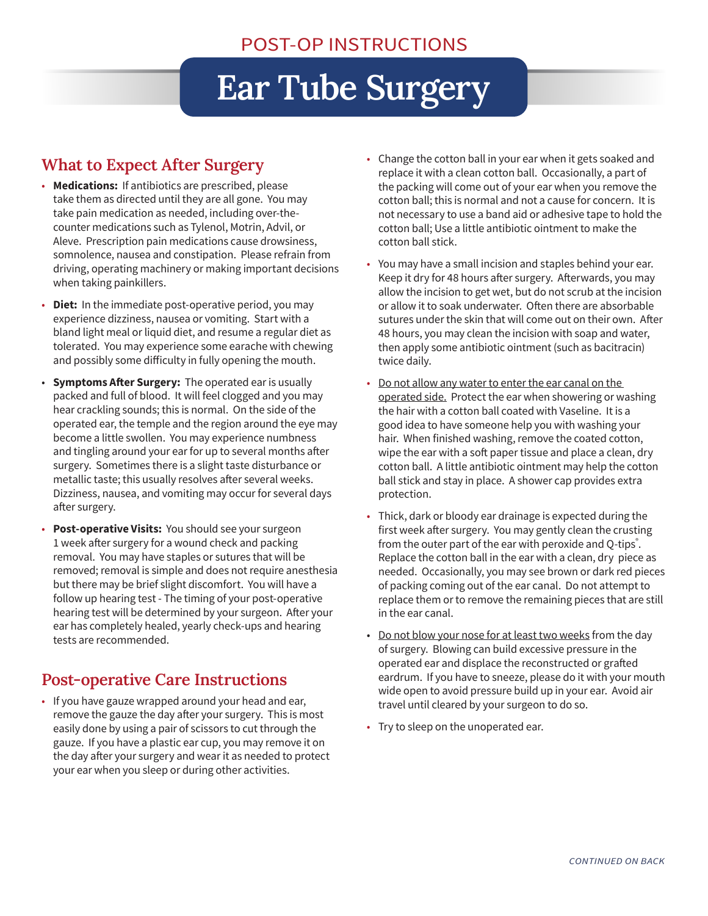POST-OP INSTRUCTIONS

# Ear Tube Surgery

## What to Expect After Surgery

- **Medications:** If antibiotics are prescribed, please take them as directed until they are all gone. You may take pain medication as needed, including over-the-counter medications such as Tylenol, Motrin, Advil, or Aleve. Prescription pain medications cause drowsiness, somnolence, nausea and constipation. Please refrain from driving, operating machinery or making important decisions when taking painkillers.
- **Diet:** In the immediate post-operative period, you may experience dizziness, nausea or vomiting. Start with a bland light meal or liquid diet, and resume a regular diet as tolerated. You may experience some earache with chewing and possibly some difficulty in fully opening the mouth.
- **Symptoms After Surgery:** The operated ear is usually packed and full of blood. It will feel clogged and you may hear crackling sounds; this is normal. On the side of the operated ear, the temple and the region around the eye may become a little swollen. You may experience numbness and tingling around your ear for up to several months after surgery. Sometimes there is a slight taste disturbance or metallic taste; this usually resolves after several weeks. Dizziness, nausea, and vomiting may occur for several days after surgery.
- **Post-operative Visits:** You should see your surgeon 1 week after surgery for a wound check and packing removal. You may have staples or sutures that will be removed; removal is simple and does not require anesthesia but there may be brief slight discomfort. You will have a follow up hearing test - The timing of your post-operative hearing test will be determined by your surgeon. After your ear has completely healed, yearly check-ups and hearing tests are recommended.

## Post-operative Care Instructions

- If you have gauze wrapped around your head and ear, remove the gauze the day after your surgery. This is most easily done by using a pair of scissors to cut through the gauze. If you have a plastic ear cup, you may remove it on the day after your surgery and wear it as needed to protect your ear when you sleep or during other activities.
- Change the cotton ball in your ear when it gets soaked and replace it with a clean cotton ball. Occasionally, a part of the packing will come out of your ear when you remove the cotton ball; this is normal and not a cause for concern. It is not necessary to use a band aid or adhesive tape to hold the cotton ball; Use a little antibiotic ointment to make the cotton ball stick.
- You may have a small incision and staples behind your ear. Keep it dry for 48 hours after surgery. Afterwards, you may allow the incision to get wet, but do not scrub at the incision or allow it to soak underwater. Often there are absorbable sutures under the skin that will come out on their own. After 48 hours, you may clean the incision with soap and water, then apply some antibiotic ointment (such as bacitracin) twice daily.
- <u>Do not allow any water to enter the ear canal on the operated side.</u> Protect the ear when showering or washing the hair with a cotton ball coated with Vaseline. It is a good idea to have someone help you with washing your hair. When finished washing, remove the coated cotton, wipe the ear with a soft paper tissue and place a clean, dry cotton ball. A little antibiotic ointment may help the cotton ball stick and stay in place. A shower cap provides extra protection.
- Thick, dark or bloody ear drainage is expected during the first week after surgery. You may gently clean the crusting from the outer part of the ear with peroxide and Q-tips®. Replace the cotton ball in the ear with a clean, dry piece as needed. Occasionally, you may see brown or dark red pieces of packing coming out of the ear canal. Do not attempt to replace them or to remove the remaining pieces that are still in the ear canal.
- <u>Do not blow your nose for at least two weeks</u> from the day of surgery. Blowing can build excessive pressure in the operated ear and displace the reconstructed or grafted eardrum. If you have to sneeze, please do it with your mouth wide open to avoid pressure build up in your ear. Avoid air travel until cleared by your surgeon to do so.
- Try to sleep on the unoperated ear.

*CONTINUED ON BACK*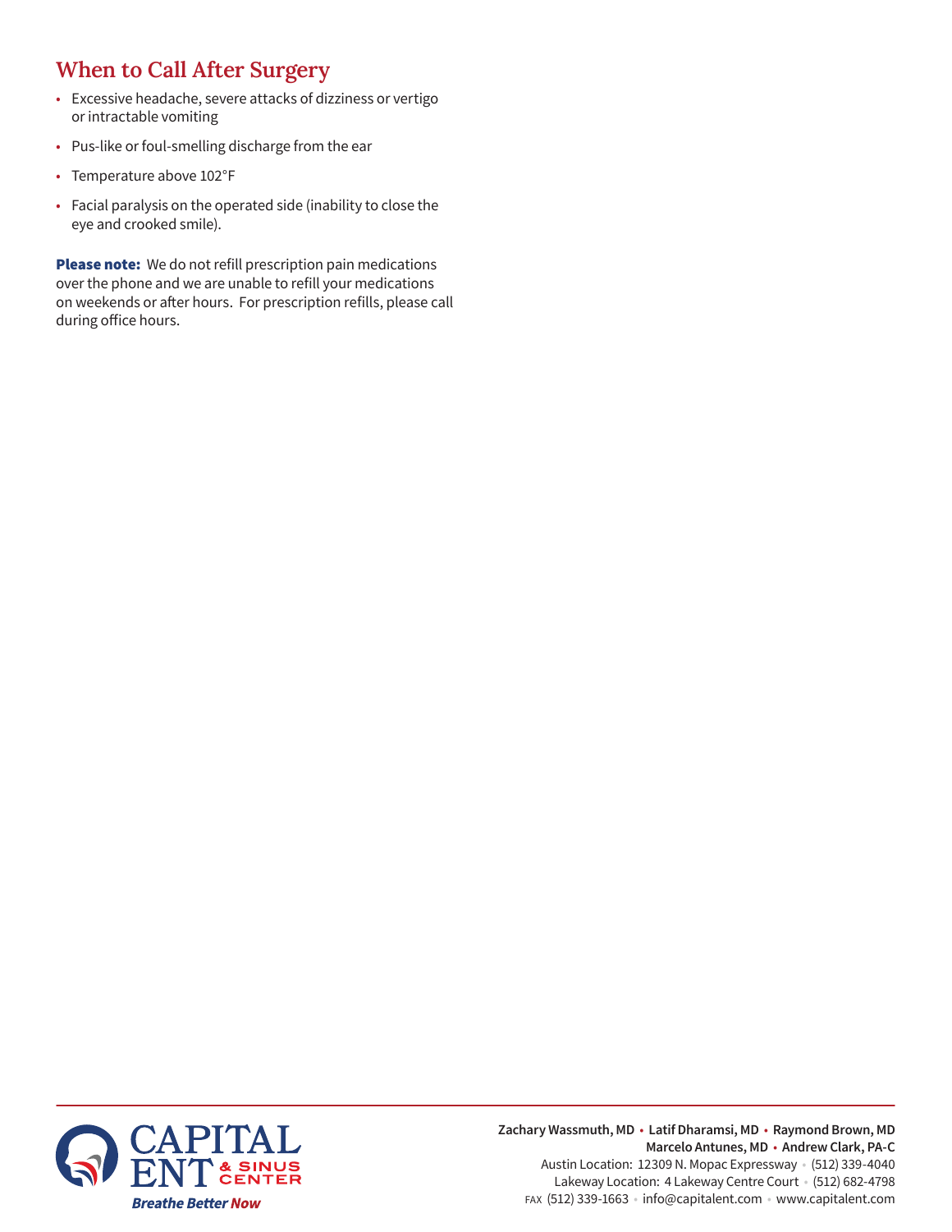## When to Call After Surgery

- Excessive headache, severe attacks of dizziness or vertigo or intractable vomiting
- Pus-like or foul-smelling discharge from the ear
- Temperature above 102°F
- Facial paralysis on the operated side (inability to close the eye and crooked smile).

**Please note:** We do not refill prescription pain medications over the phone and we are unable to refill your medications on weekends or after hours. For prescription refills, please call during office hours.